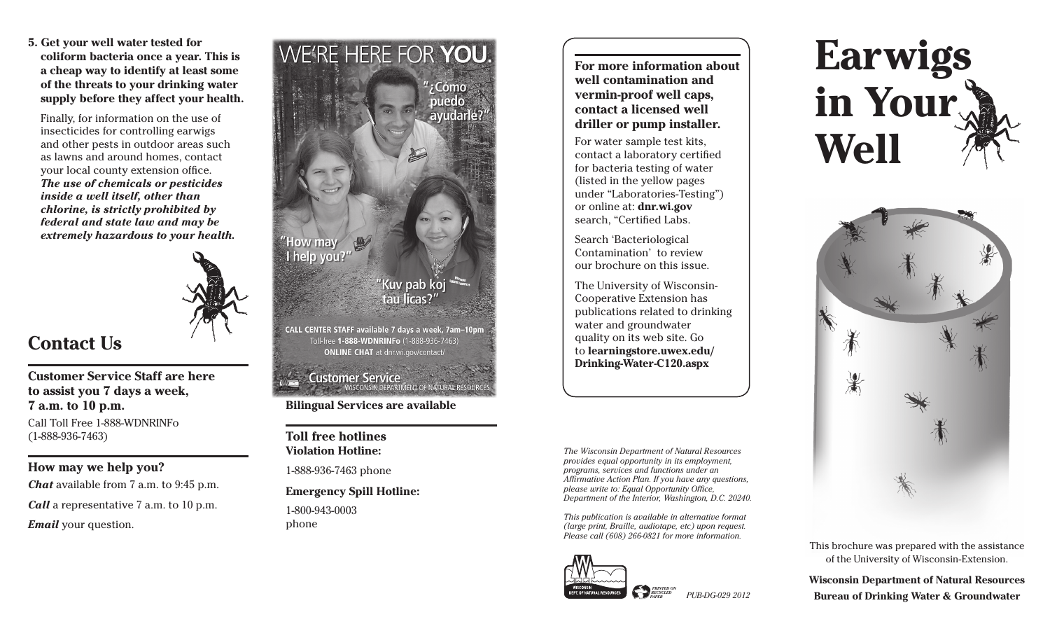**5. Get your well water tested for coliform bacteria once a year. This is a cheap way to identify at least some of the threats to your drinking water supply before they affect your health.**

Finally, for information on the use of insecticides for controlling earwigs and other pests in outdoor areas such as lawns and around homes, contact your local county extension office. ***The use of chemicals or pesticides inside a well itself, other than chlorine, is strictly prohibited by federal and state law and may be extremely hazardous to your health.***

## Contact Us

**Customer Service Staff are here to assist you 7 days a week, 7 a.m. to 10 p.m.**

Call Toll Free 1-888-WDNRINFo (1-888-936-7463)

### How may we help you?

***Chat*** available from 7 a.m. to 9:45 p.m.

***Call*** a representative 7 a.m. to 10 p.m.

***Email*** your question.

WE'RE HERE FOR **YOU.**

"¿Cómo puedo ayudarle?"

"How may I help you?"

"Kuv pab koj tau licas?"

**CALL CENTER STAFF available 7 days a week, 7am–10pm**
Toll-free **1-888-WDNRINFo** (1-888-936-7463)
**ONLINE CHAT** at dnr.wi.gov/contact/

Customer Service
WISCONSIN DEPARTMENT OF NATURAL RESOURCES

**Bilingual Services are available**

**Toll free hotlines**
**Violation Hotline:**

1-888-936-7463 phone

**Emergency Spill Hotline:**

1-800-943-0003 phone

**For more information about well contamination and vermin-proof well caps, contact a licensed well driller or pump installer.**

For water sample test kits, contact a laboratory certified for bacteria testing of water (listed in the yellow pages under "Laboratories-Testing") or online at: **dnr.wi.gov** search, "Certified Labs.

Search 'Bacteriological Contamination' to review our brochure on this issue.

The University of Wisconsin-Cooperative Extension has publications related to drinking water and groundwater quality on its web site. Go to **learningstore.uwex.edu/Drinking-Water-C120.aspx**

*The Wisconsin Department of Natural Resources provides equal opportunity in its employment, programs, services and functions under an Affirmative Action Plan. If you have any questions, please write to: Equal Opportunity Office, Department of the Interior, Washington, D.C. 20240.*

*This publication is available in alternative format (large print, Braille, audiotape, etc) upon request. Please call (608) 266-0821 for more information.*

WISCONSIN DEPT. OF NATURAL RESOURCES

*PRINTED ON RECYCLED PAPER*

*PUB-DG-029 2012*

# Earwigs in Your Well

This brochure was prepared with the assistance of the University of Wisconsin-Extension.

**Wisconsin Department of Natural Resources**
**Bureau of Drinking Water & Groundwater**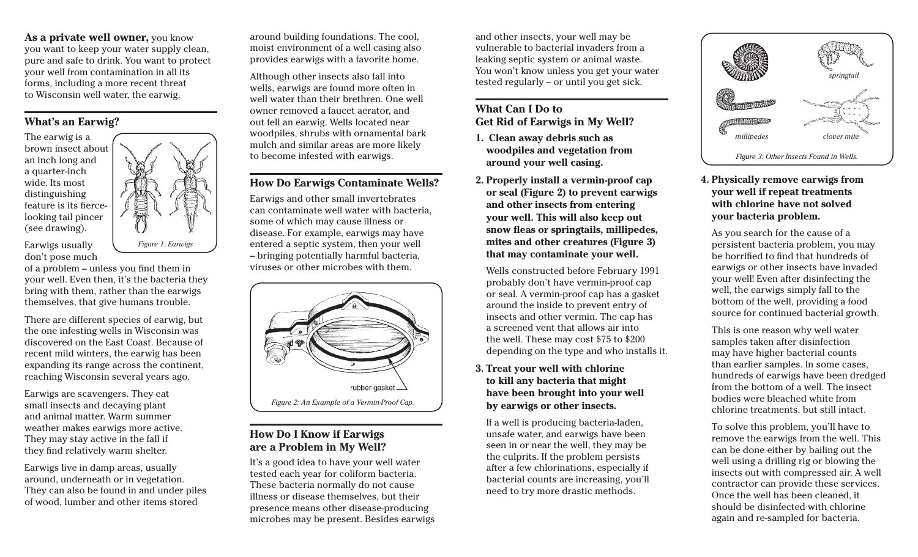**As a private well owner,** you know you want to keep your water supply clean, pure and safe to drink. You want to protect your well from contamination in all its forms, including a more recent threat to Wisconsin well water, the earwig.

## What's an Earwig?

The earwig is a brown insect about an inch long and a quarter-inch wide. Its most distinguishing feature is its fierce-looking tail pincer (see drawing).

*Figure 1: Earwigs*

Earwigs usually don't pose much of a problem – unless you find them in your well. Even then, it's the bacteria they bring with them, rather than the earwigs themselves, that give humans trouble.

There are different species of earwig, but the one infesting wells in Wisconsin was discovered on the East Coast. Because of recent mild winters, the earwig has been expanding its range across the continent, reaching Wisconsin several years ago.

Earwigs are scavengers. They eat small insects and decaying plant and animal matter. Warm summer weather makes earwigs more active. They may stay active in the fall if they find relatively warm shelter.

Earwigs live in damp areas, usually around, underneath or in vegetation. They can also be found in and under piles of wood, lumber and other items stored around building foundations. The cool, moist environment of a well casing also provides earwigs with a favorite home.

Although other insects also fall into wells, earwigs are found more often in well water than their brethren. One well owner removed a faucet aerator, and out fell an earwig. Wells located near woodpiles, shrubs with ornamental bark mulch and similar areas are more likely to become infested with earwigs.

## How Do Earwigs Contaminate Wells?

Earwigs and other small invertebrates can contaminate well water with bacteria, some of which may cause illness or disease. For example, earwigs may have entered a septic system, then your well – bringing potentially harmful bacteria, viruses or other microbes with them.

rubber gasket

*Figure 2: An Example of a Vermin-Proof Cap.*

## How Do I Know if Earwigs are a Problem in My Well?

It's a good idea to have your well water tested each year for coliform bacteria. These bacteria normally do not cause illness or disease themselves, but their presence means other disease-producing microbes may be present. Besides earwigs and other insects, your well may be vulnerable to bacterial invaders from a leaking septic system or animal waste. You won't know unless you get your water tested regularly – or until you get sick.

## What Can I Do to Get Rid of Earwigs in My Well?

1. **Clean away debris such as woodpiles and vegetation from around your well casing.**

2. **Properly install a vermin-proof cap or seal (Figure 2) to prevent earwigs and other insects from entering your well. This will also keep out snow fleas or springtails, millipedes, mites and other creatures (Figure 3) that may contaminate your well.**

   Wells constructed before February 1991 probably don't have vermin-proof cap or seal. A vermin-proof cap has a gasket around the inside to prevent entry of insects and other vermin. The cap has a screened vent that allows air into the well. These may cost $75 to $200 depending on the type and who installs it.

3. **Treat your well with chlorine to kill any bacteria that might have been brought into your well by earwigs or other insects.**

   If a well is producing bacteria-laden, unsafe water, and earwigs have been seen in or near the well, they may be the culprits. If the problem persists after a few chlorinations, especially if bacterial counts are increasing, you'll need to try more drastic methods.

springtail

millipedes

clover mite

*Figure 3: Other Insects Found in Wells.*

4. **Physically remove earwigs from your well if repeat treatments with chlorine have not solved your bacteria problem.**

   As you search for the cause of a persistent bacteria problem, you may be horrified to find that hundreds of earwigs or other insects have invaded your well! Even after disinfecting the well, the earwigs simply fall to the bottom of the well, providing a food source for continued bacterial growth.

   This is one reason why well water samples taken after disinfection may have higher bacterial counts than earlier samples. In some cases, hundreds of earwigs have been dredged from the bottom of a well. The insect bodies were bleached white from chlorine treatments, but still intact.

   To solve this problem, you'll have to remove the earwigs from the well. This can be done either by bailing out the well using a drilling rig or blowing the insects out with compressed air. A well contractor can provide these services. Once the well has been cleaned, it should be disinfected with chlorine again and re-sampled for bacteria.